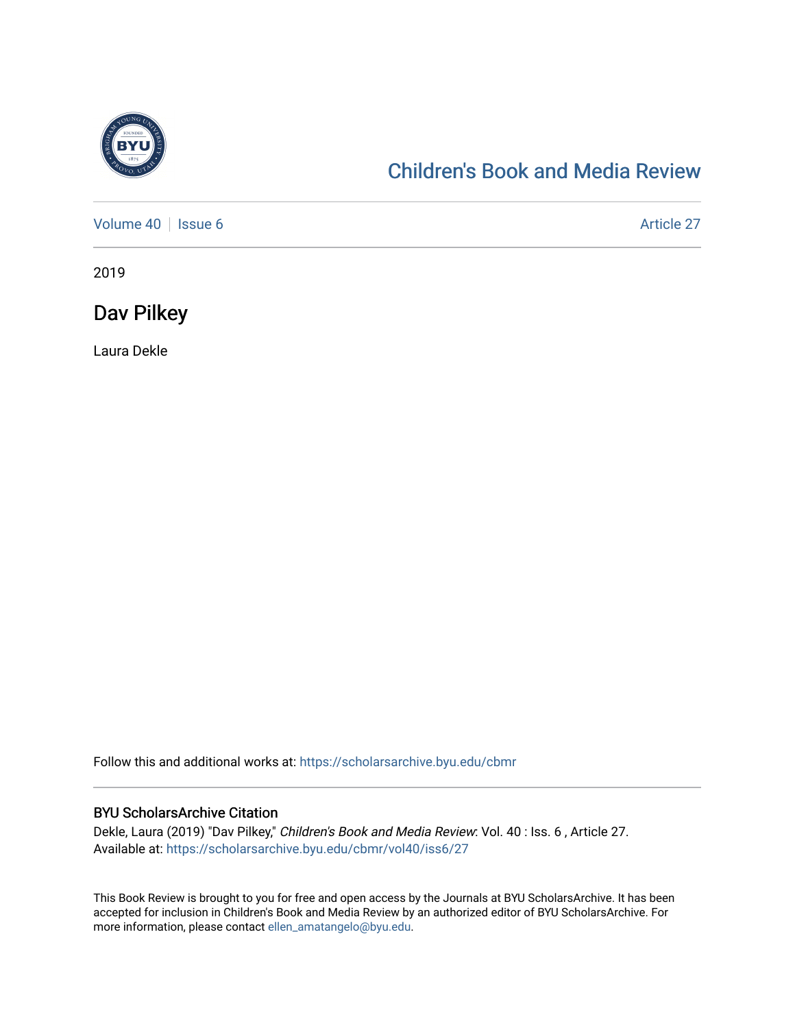[Children's Book and Media Review](https://scholarsarchive.byu.edu/cbmr)

Volume 40 | Issue 6 — Article 27

2019

# Dav Pilkey

Laura Dekle

Follow this and additional works at: https://scholarsarchive.byu.edu/cbmr

## BYU ScholarsArchive Citation

Dekle, Laura (2019) "Dav Pilkey," *Children's Book and Media Review*: Vol. 40 : Iss. 6 , Article 27.
Available at: https://scholarsarchive.byu.edu/cbmr/vol40/iss6/27

This Book Review is brought to you for free and open access by the Journals at BYU ScholarsArchive. It has been accepted for inclusion in Children's Book and Media Review by an authorized editor of BYU ScholarsArchive. For more information, please contact ellen_amatangelo@byu.edu.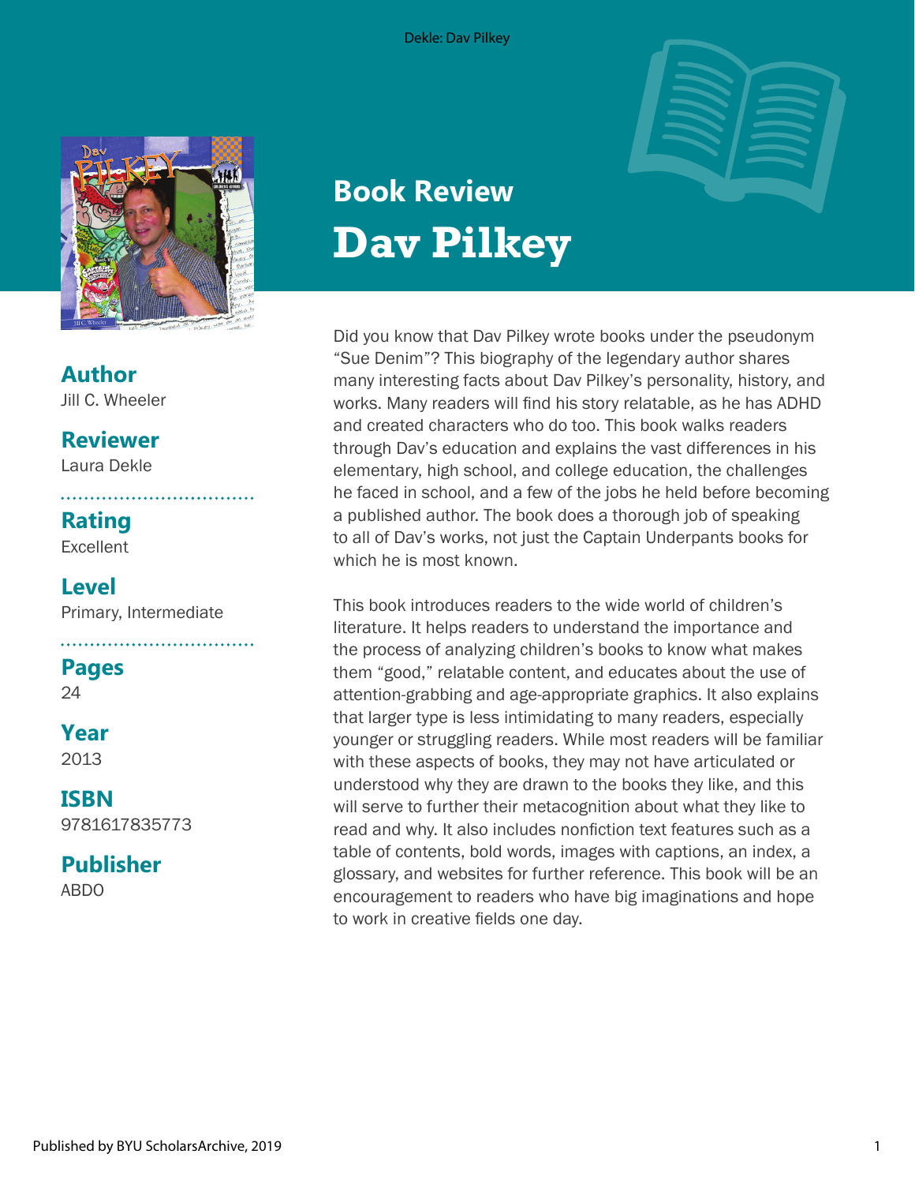## Book Review

# Dav Pilkey

**Author**
Jill C. Wheeler

**Reviewer**
Laura Dekle

**Rating**
Excellent

**Level**
Primary, Intermediate

**Pages**
24

**Year**
2013

**ISBN**
9781617835773

**Publisher**
ABDO

Did you know that Dav Pilkey wrote books under the pseudonym "Sue Denim"? This biography of the legendary author shares many interesting facts about Dav Pilkey's personality, history, and works. Many readers will find his story relatable, as he has ADHD and created characters who do too. This book walks readers through Dav's education and explains the vast differences in his elementary, high school, and college education, the challenges he faced in school, and a few of the jobs he held before becoming a published author. The book does a thorough job of speaking to all of Dav's works, not just the Captain Underpants books for which he is most known.

This book introduces readers to the wide world of children's literature. It helps readers to understand the importance and the process of analyzing children's books to know what makes them "good," relatable content, and educates about the use of attention-grabbing and age-appropriate graphics. It also explains that larger type is less intimidating to many readers, especially younger or struggling readers. While most readers will be familiar with these aspects of books, they may not have articulated or understood why they are drawn to the books they like, and this will serve to further their metacognition about what they like to read and why. It also includes nonfiction text features such as a table of contents, bold words, images with captions, an index, a glossary, and websites for further reference. This book will be an encouragement to readers who have big imaginations and hope to work in creative fields one day.